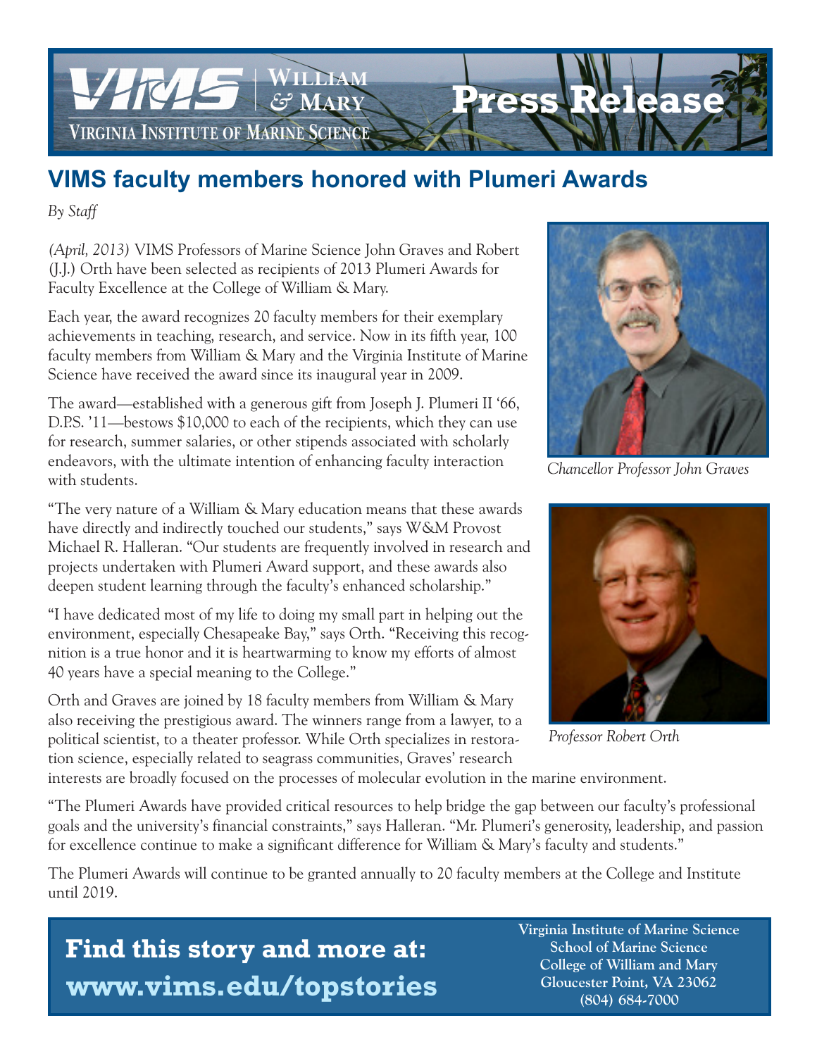VIMS | William & Mary
Virginia Institute of Marine Science

# Press Release

## VIMS faculty members honored with Plumeri Awards

*By Staff*

*(April, 2013)* VIMS Professors of Marine Science John Graves and Robert (J.J.) Orth have been selected as recipients of 2013 Plumeri Awards for Faculty Excellence at the College of William & Mary.

Each year, the award recognizes 20 faculty members for their exemplary achievements in teaching, research, and service. Now in its fifth year, 100 faculty members from William & Mary and the Virginia Institute of Marine Science have received the award since its inaugural year in 2009.

The award—established with a generous gift from Joseph J. Plumeri II '66, D.P.S. '11—bestows $10,000 to each of the recipients, which they can use for research, summer salaries, or other stipends associated with scholarly endeavors, with the ultimate intention of enhancing faculty interaction with students.

"The very nature of a William & Mary education means that these awards have directly and indirectly touched our students," says W&M Provost Michael R. Halleran. "Our students are frequently involved in research and projects undertaken with Plumeri Award support, and these awards also deepen student learning through the faculty's enhanced scholarship."

"I have dedicated most of my life to doing my small part in helping out the environment, especially Chesapeake Bay," says Orth. "Receiving this recognition is a true honor and it is heartwarming to know my efforts of almost 40 years have a special meaning to the College."

Orth and Graves are joined by 18 faculty members from William & Mary also receiving the prestigious award. The winners range from a lawyer, to a political scientist, to a theater professor. While Orth specializes in restoration science, especially related to seagrass communities, Graves' research interests are broadly focused on the processes of molecular evolution in the marine environment.

*Chancellor Professor John Graves*

*Professor Robert Orth*

"The Plumeri Awards have provided critical resources to help bridge the gap between our faculty's professional goals and the university's financial constraints," says Halleran. "Mr. Plumeri's generosity, leadership, and passion for excellence continue to make a significant difference for William & Mary's faculty and students."

The Plumeri Awards will continue to be granted annually to 20 faculty members at the College and Institute until 2019.

**Find this story and more at: www.vims.edu/topstories**

**Virginia Institute of Marine Science**
**School of Marine Science**
**College of William and Mary**
**Gloucester Point, VA 23062**
**(804) 684-7000**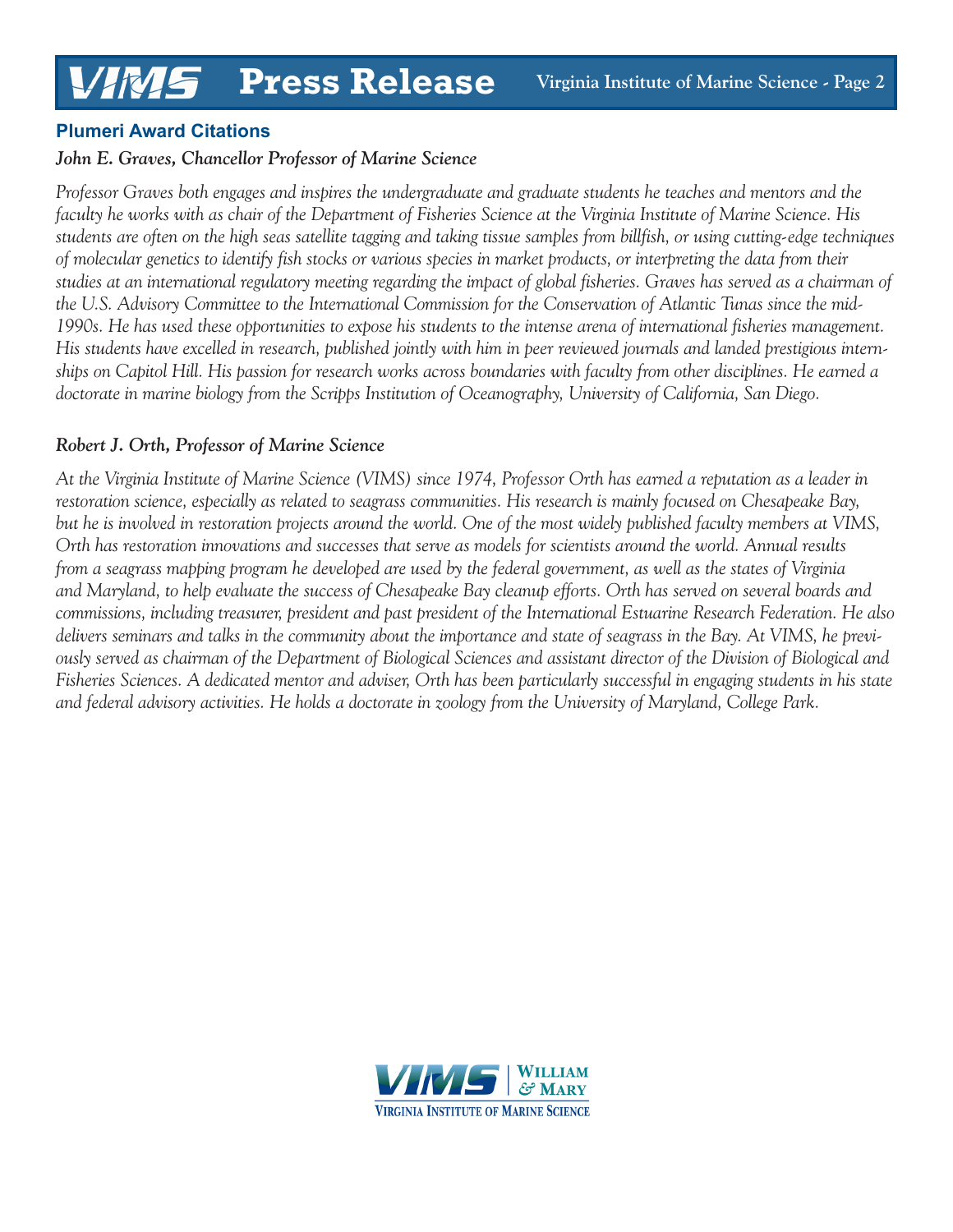## Plumeri Award Citations

### *John E. Graves, Chancellor Professor of Marine Science*

*Professor Graves both engages and inspires the undergraduate and graduate students he teaches and mentors and the faculty he works with as chair of the Department of Fisheries Science at the Virginia Institute of Marine Science. His students are often on the high seas satellite tagging and taking tissue samples from billfish, or using cutting-edge techniques of molecular genetics to identify fish stocks or various species in market products, or interpreting the data from their studies at an international regulatory meeting regarding the impact of global fisheries. Graves has served as a chairman of the U.S. Advisory Committee to the International Commission for the Conservation of Atlantic Tunas since the mid-1990s. He has used these opportunities to expose his students to the intense arena of international fisheries management. His students have excelled in research, published jointly with him in peer reviewed journals and landed prestigious internships on Capitol Hill. His passion for research works across boundaries with faculty from other disciplines. He earned a doctorate in marine biology from the Scripps Institution of Oceanography, University of California, San Diego.*

### *Robert J. Orth, Professor of Marine Science*

*At the Virginia Institute of Marine Science (VIMS) since 1974, Professor Orth has earned a reputation as a leader in restoration science, especially as related to seagrass communities. His research is mainly focused on Chesapeake Bay, but he is involved in restoration projects around the world. One of the most widely published faculty members at VIMS, Orth has restoration innovations and successes that serve as models for scientists around the world. Annual results from a seagrass mapping program he developed are used by the federal government, as well as the states of Virginia and Maryland, to help evaluate the success of Chesapeake Bay cleanup efforts. Orth has served on several boards and commissions, including treasurer, president and past president of the International Estuarine Research Federation. He also delivers seminars and talks in the community about the importance and state of seagrass in the Bay. At VIMS, he previously served as chairman of the Department of Biological Sciences and assistant director of the Division of Biological and Fisheries Sciences. A dedicated mentor and adviser, Orth has been particularly successful in engaging students in his state and federal advisory activities. He holds a doctorate in zoology from the University of Maryland, College Park.*